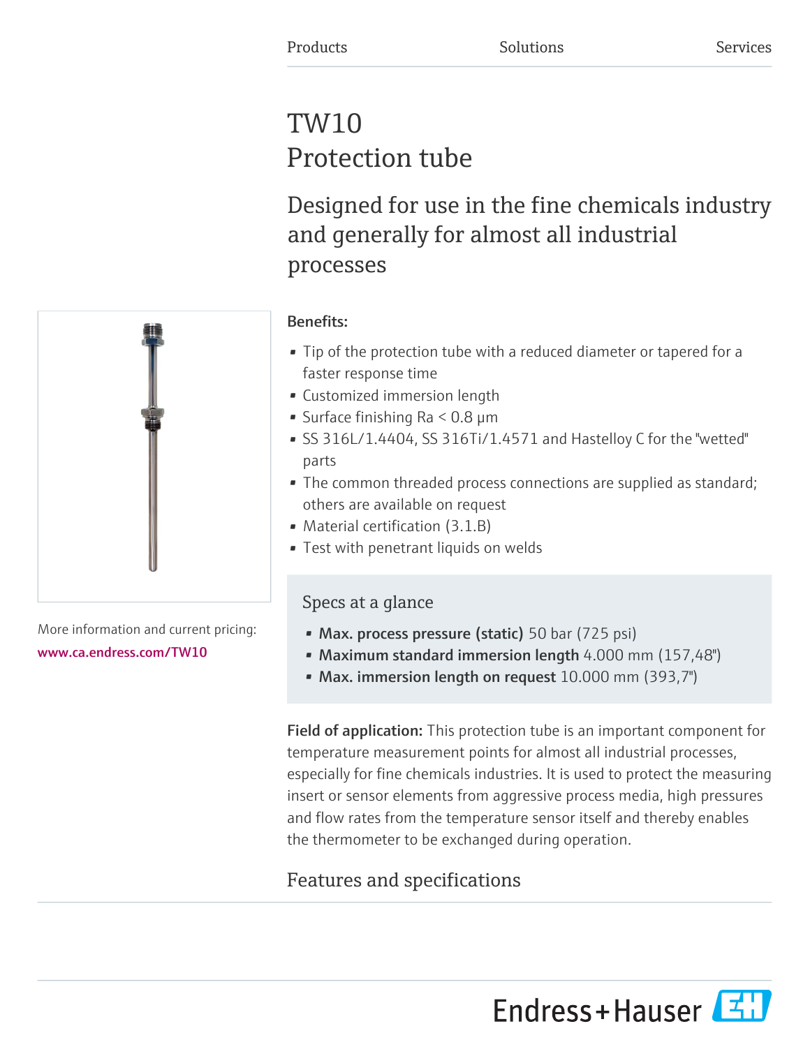Products Solutions Services

# TW10
# Protection tube

## Designed for use in the fine chemicals industry and generally for almost all industrial processes

More information and current pricing:
www.ca.endress.com/TW10

**Benefits:**

- Tip of the protection tube with a reduced diameter or tapered for a faster response time
- Customized immersion length
- Surface finishing Ra < 0.8 µm
- SS 316L/1.4404, SS 316Ti/1.4571 and Hastelloy C for the "wetted" parts
- The common threaded process connections are supplied as standard; others are available on request
- Material certification (3.1.B)
- Test with penetrant liquids on welds

### Specs at a glance

- **Max. process pressure (static)** 50 bar (725 psi)
- **Maximum standard immersion length** 4.000 mm (157,48")
- **Max. immersion length on request** 10.000 mm (393,7")

**Field of application:** This protection tube is an important component for temperature measurement points for almost all industrial processes, especially for fine chemicals industries. It is used to protect the measuring insert or sensor elements from aggressive process media, high pressures and flow rates from the temperature sensor itself and thereby enables the thermometer to be exchanged during operation.

## Features and specifications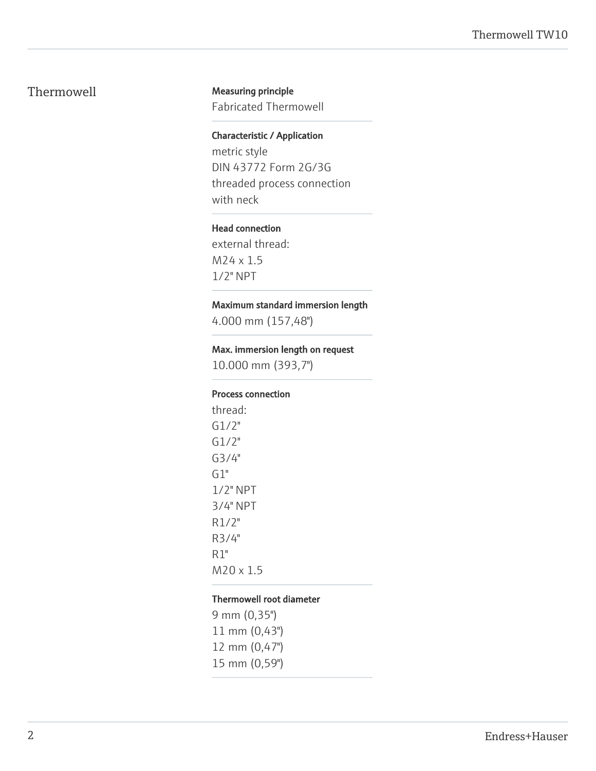## Thermowell

**Measuring principle**
Fabricated Thermowell

**Characteristic / Application**
metric style
DIN 43772 Form 2G/3G
threaded process connection
with neck

**Head connection**
external thread:
M24 x 1.5
1/2" NPT

**Maximum standard immersion length**
4.000 mm (157,48")

**Max. immersion length on request**
10.000 mm (393,7")

**Process connection**
thread:
G1/2"
G1/2"
G3/4"
G1"
1/2" NPT
3/4" NPT
R1/2"
R3/4"
R1"
M20 x 1.5

**Thermowell root diameter**
9 mm (0,35")
11 mm (0,43")
12 mm (0,47")
15 mm (0,59")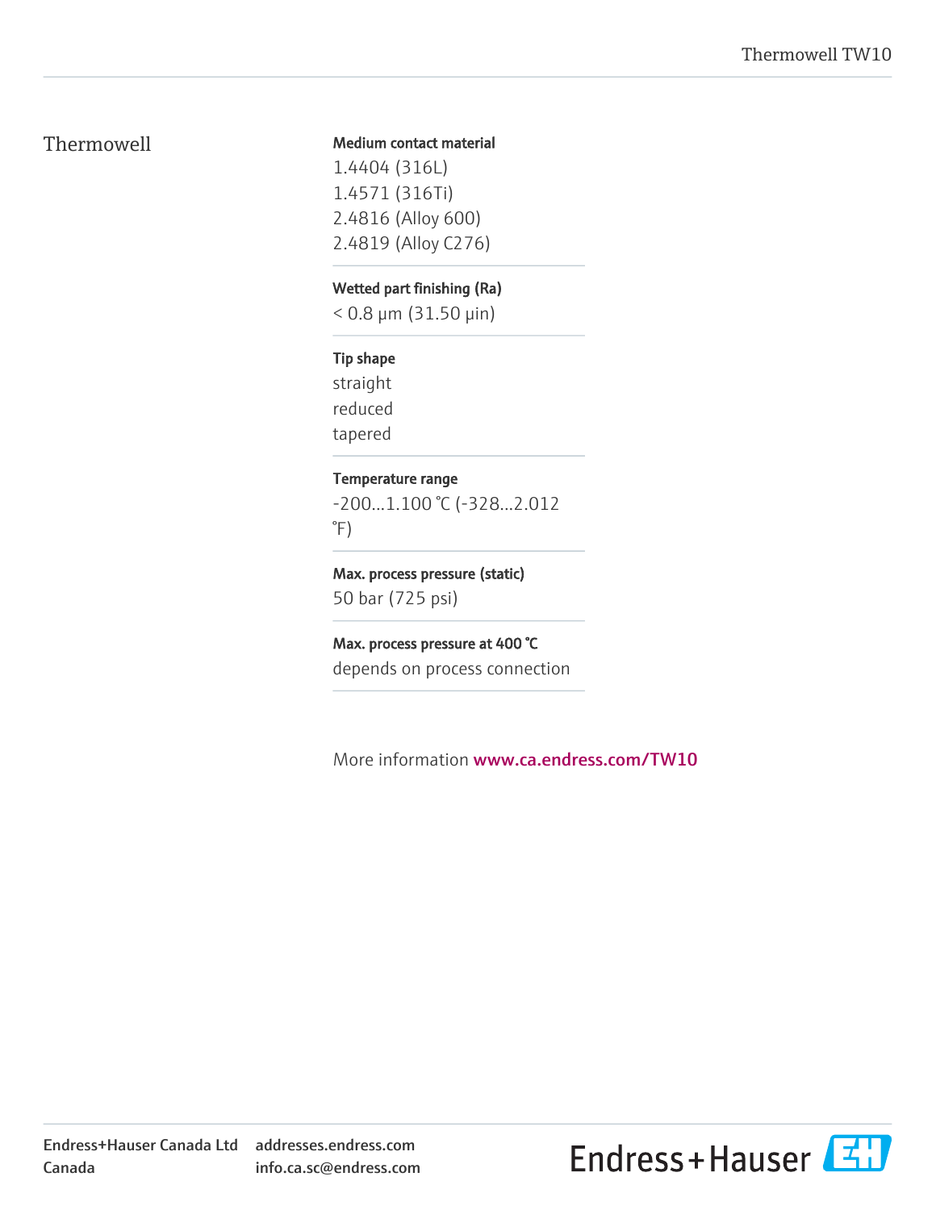## Thermowell

**Medium contact material**

1.4404 (316L)
1.4571 (316Ti)
2.4816 (Alloy 600)
2.4819 (Alloy C276)

**Wetted part finishing (Ra)**

< 0.8 µm (31.50 µin)

**Tip shape**

straight
reduced
tapered

**Temperature range**

-200...1.100 °C (-328...2.012 °F)

**Max. process pressure (static)**

50 bar (725 psi)

**Max. process pressure at 400 °C**

depends on process connection

More information **www.ca.endress.com/TW10**

Endress+Hauser Canada Ltd
Canada

addresses.endress.com
info.ca.sc@endress.com